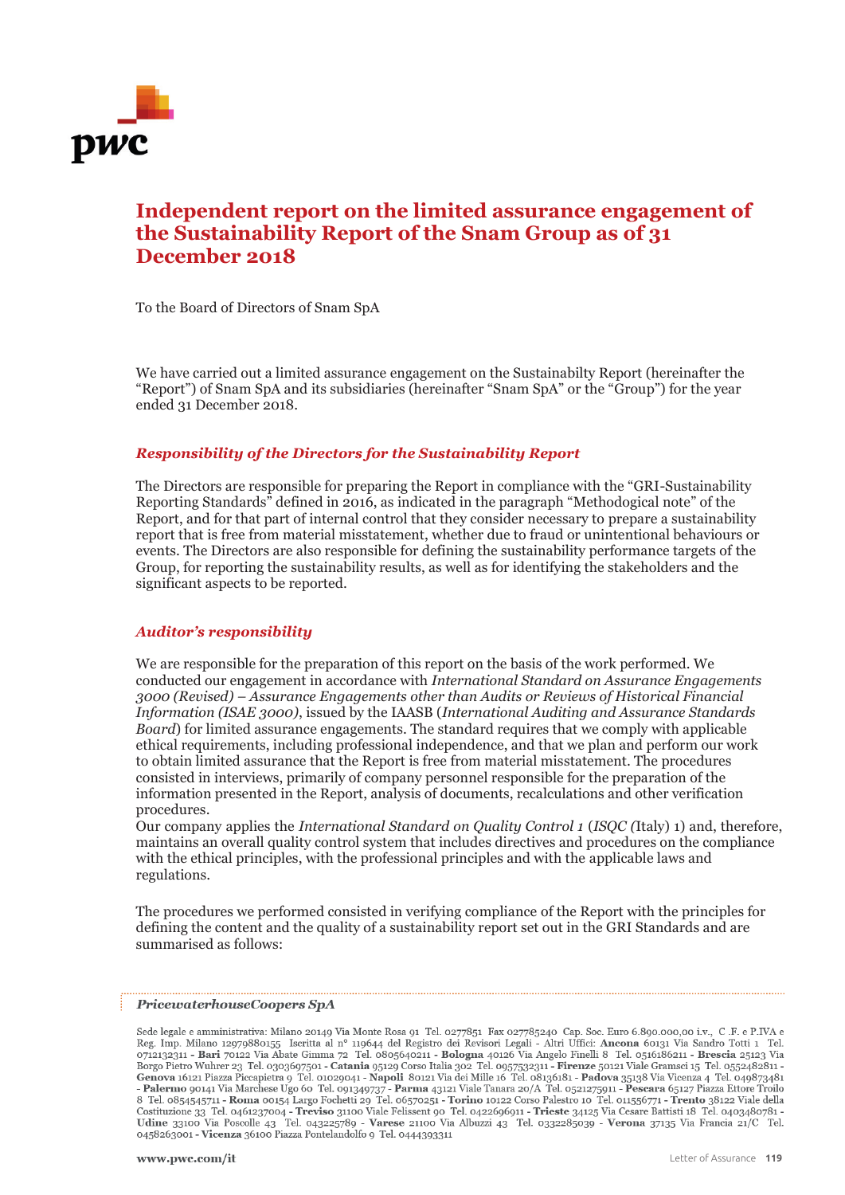# Independent report on the limited assurance engagement of the Sustainability Report of the Snam Group as of 31 December 2018

To the Board of Directors of Snam SpA

We have carried out a limited assurance engagement on the Sustainabilty Report (hereinafter the "Report") of Snam SpA and its subsidiaries (hereinafter "Snam SpA" or the "Group") for the year ended 31 December 2018.

### *Responsibility of the Directors for the Sustainability Report*

The Directors are responsible for preparing the Report in compliance with the "GRI-Sustainability Reporting Standards" defined in 2016, as indicated in the paragraph "Methodological note" of the Report, and for that part of internal control that they consider necessary to prepare a sustainability report that is free from material misstatement, whether due to fraud or unintentional behaviours or events. The Directors are also responsible for defining the sustainability performance targets of the Group, for reporting the sustainability results, as well as for identifying the stakeholders and the significant aspects to be reported.

### *Auditor's responsibility*

We are responsible for the preparation of this report on the basis of the work performed. We conducted our engagement in accordance with *International Standard on Assurance Engagements 3000 (Revised) – Assurance Engagements other than Audits or Reviews of Historical Financial Information (ISAE 3000)*, issued by the IAASB (*International Auditing and Assurance Standards Board*) for limited assurance engagements. The standard requires that we comply with applicable ethical requirements, including professional independence, and that we plan and perform our work to obtain limited assurance that the Report is free from material misstatement. The procedures consisted in interviews, primarily of company personnel responsible for the preparation of the information presented in the Report, analysis of documents, recalculations and other verification procedures.
Our company applies the *International Standard on Quality Control 1* (*ISQC (*Italy) 1) and, therefore, maintains an overall quality control system that includes directives and procedures on the compliance with the ethical principles, with the professional principles and with the applicable laws and regulations.

The procedures we performed consisted in verifying compliance of the Report with the principles for defining the content and the quality of a sustainability report set out in the GRI Standards and are summarised as follows:

*PricewaterhouseCoopers SpA*

Sede legale e amministrativa: Milano 20149 Via Monte Rosa 91 Tel. 0277851 Fax 027785240 Cap. Soc. Euro 6.890.000,00 i.v., C.F. e P.IVA e Reg. Imp. Milano 12979880155 Iscritta al n° 119644 del Registro dei Revisori Legali - Altri Uffici: **Ancona** 60131 Via Sandro Totti 1 Tel. 0712132311 - **Bari** 70122 Via Abate Gimma 72 Tel. 0805640211 - **Bologna** 40126 Via Angelo Finelli 8 Tel. 0516186211 - **Brescia** 25123 Via Borgo Pietro Wuhrer 23 Tel. 0303697501 - **Catania** 95129 Corso Italia 302 Tel. 0957532311 - **Firenze** 50121 Viale Gramsci 15 Tel. 0552482811 - **Genova** 16121 Piazza Piccapietra 9 Tel. 01029041 - **Napoli** 80121 Via dei Mille 16 Tel. 08136181 - **Padova** 35138 Via Vicenza 4 Tel. 049873481 - **Palermo** 90141 Via Marchese Ugo 60 Tel. 091349737 - **Parma** 43121 Viale Tanara 20/A Tel. 0521275911 - **Pescara** 65127 Piazza Ettore Troilo 8 Tel. 0854545711 - **Roma** 00154 Largo Fochetti 29 Tel. 06570251 - **Torino** 10122 Corso Palestro 10 Tel. 011556771 - **Trento** 38122 Viale della Costituzione 33 Tel. 0461237004 - **Treviso** 31100 Viale Felissent 90 Tel. 0422696911 - **Trieste** 34125 Via Cesare Battisti 18 Tel. 0403480781 - **Udine** 33100 Via Poscolle 43 Tel. 043225789 - **Varese** 21100 Via Albuzzi 43 Tel. 0332285039 - **Verona** 37135 Via Francia 21/C Tel. 0458263001 - **Vicenza** 36100 Piazza Pontelandolfo 9 Tel. 0444393311

www.pwc.com/it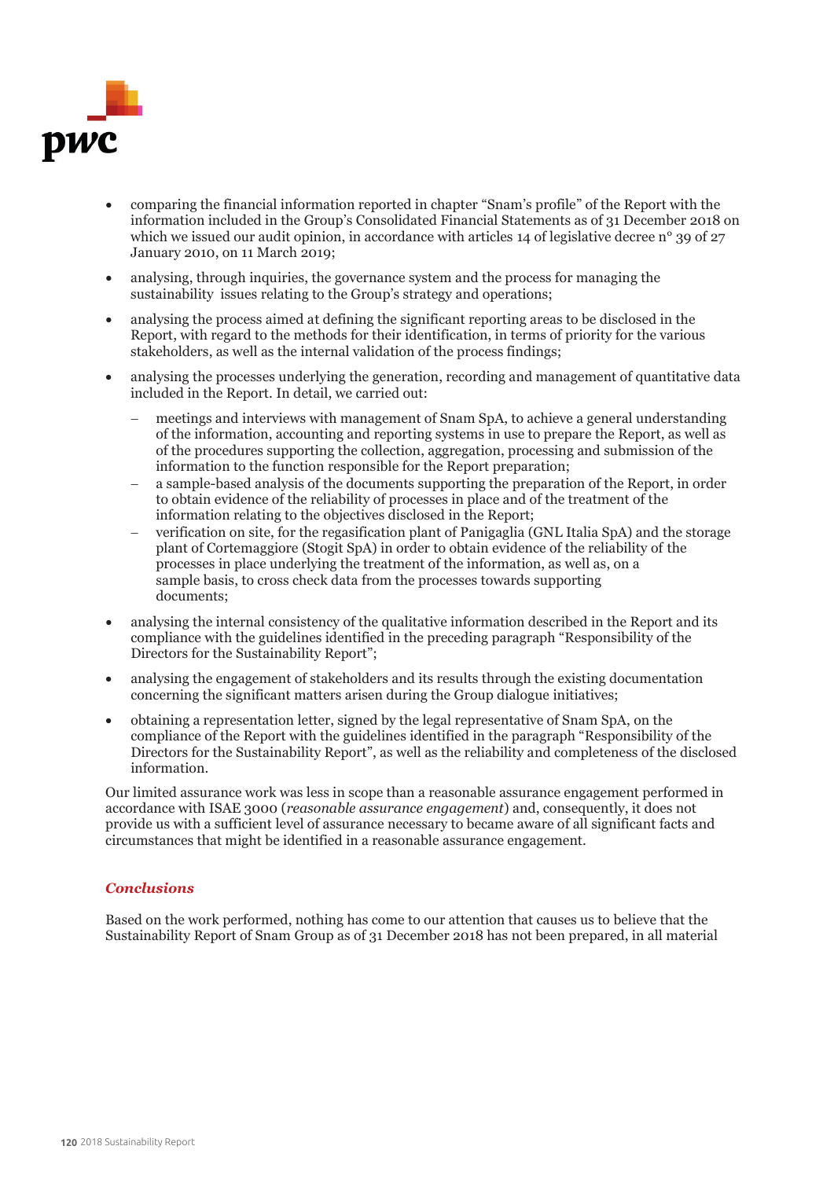- comparing the financial information reported in chapter "Snam's profile" of the Report with the information included in the Group's Consolidated Financial Statements as of 31 December 2018 on which we issued our audit opinion, in accordance with articles 14 of legislative decree n° 39 of 27 January 2010, on 11 March 2019;
- analysing, through inquiries, the governance system and the process for managing the sustainability issues relating to the Group's strategy and operations;
- analysing the process aimed at defining the significant reporting areas to be disclosed in the Report, with regard to the methods for their identification, in terms of priority for the various stakeholders, as well as the internal validation of the process findings;
- analysing the processes underlying the generation, recording and management of quantitative data included in the Report. In detail, we carried out:
  - meetings and interviews with management of Snam SpA, to achieve a general understanding of the information, accounting and reporting systems in use to prepare the Report, as well as of the procedures supporting the collection, aggregation, processing and submission of the information to the function responsible for the Report preparation;
  - a sample-based analysis of the documents supporting the preparation of the Report, in order to obtain evidence of the reliability of processes in place and of the treatment of the information relating to the objectives disclosed in the Report;
  - verification on site, for the regasification plant of Panigaglia (GNL Italia SpA) and the storage plant of Cortemaggiore (Stogit SpA) in order to obtain evidence of the reliability of the processes in place underlying the treatment of the information, as well as, on a sample basis, to cross check data from the processes towards supporting documents;
- analysing the internal consistency of the qualitative information described in the Report and its compliance with the guidelines identified in the preceding paragraph "Responsibility of the Directors for the Sustainability Report";
- analysing the engagement of stakeholders and its results through the existing documentation concerning the significant matters arisen during the Group dialogue initiatives;
- obtaining a representation letter, signed by the legal representative of Snam SpA, on the compliance of the Report with the guidelines identified in the paragraph "Responsibility of the Directors for the Sustainability Report", as well as the reliability and completeness of the disclosed information.

Our limited assurance work was less in scope than a reasonable assurance engagement performed in accordance with ISAE 3000 (*reasonable assurance engagement*) and, consequently, it does not provide us with a sufficient level of assurance necessary to became aware of all significant facts and circumstances that might be identified in a reasonable assurance engagement.

### *Conclusions*

Based on the work performed, nothing has come to our attention that causes us to believe that the Sustainability Report of Snam Group as of 31 December 2018 has not been prepared, in all material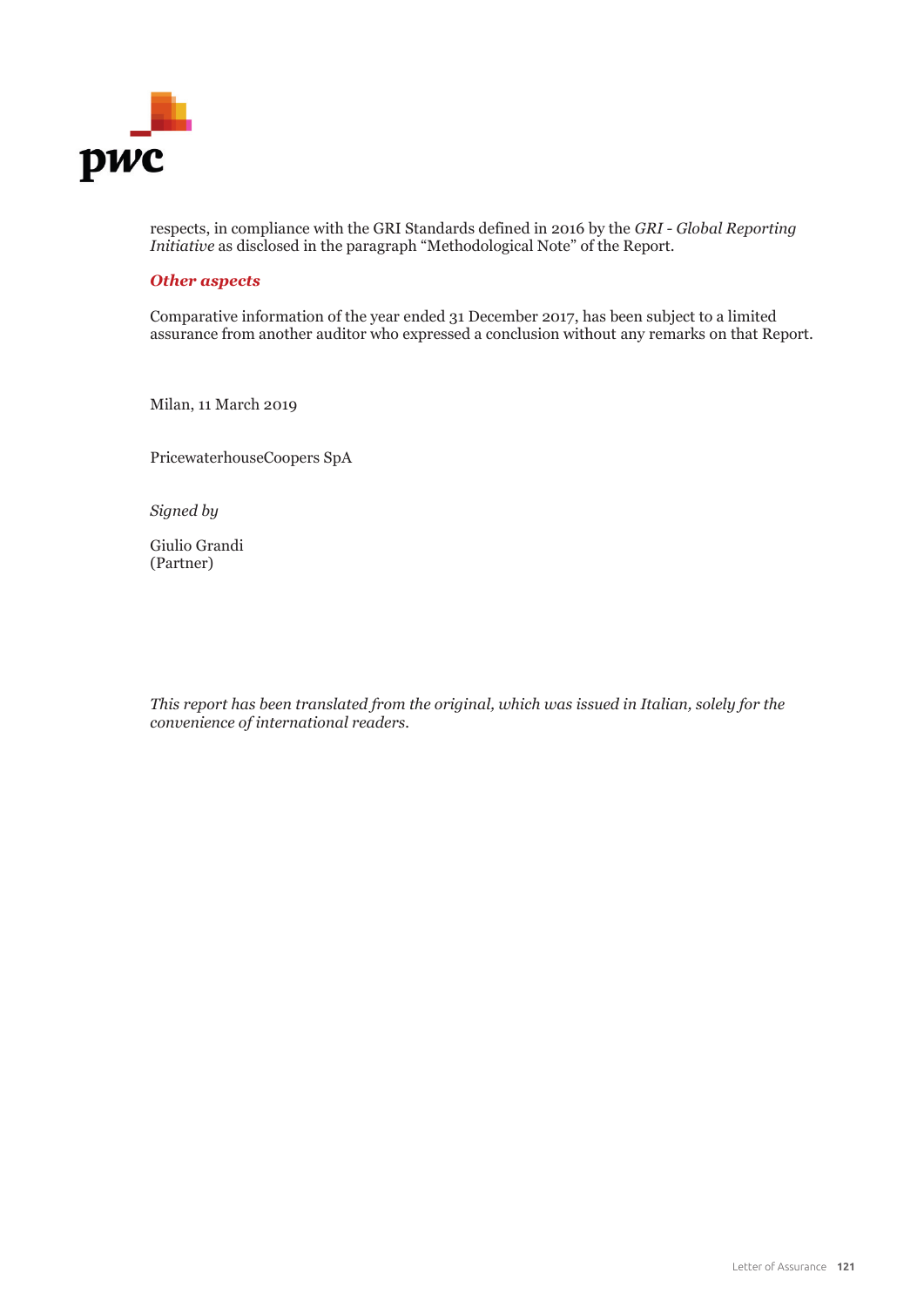respects, in compliance with the GRI Standards defined in 2016 by the *GRI - Global Reporting Initiative* as disclosed in the paragraph "Methodological Note" of the Report.

***Other aspects***

Comparative information of the year ended 31 December 2017, has been subject to a limited assurance from another auditor who expressed a conclusion without any remarks on that Report.

Milan, 11 March 2019

PricewaterhouseCoopers SpA

*Signed by*

Giulio Grandi
(Partner)

*This report has been translated from the original, which was issued in Italian, solely for the convenience of international readers.*